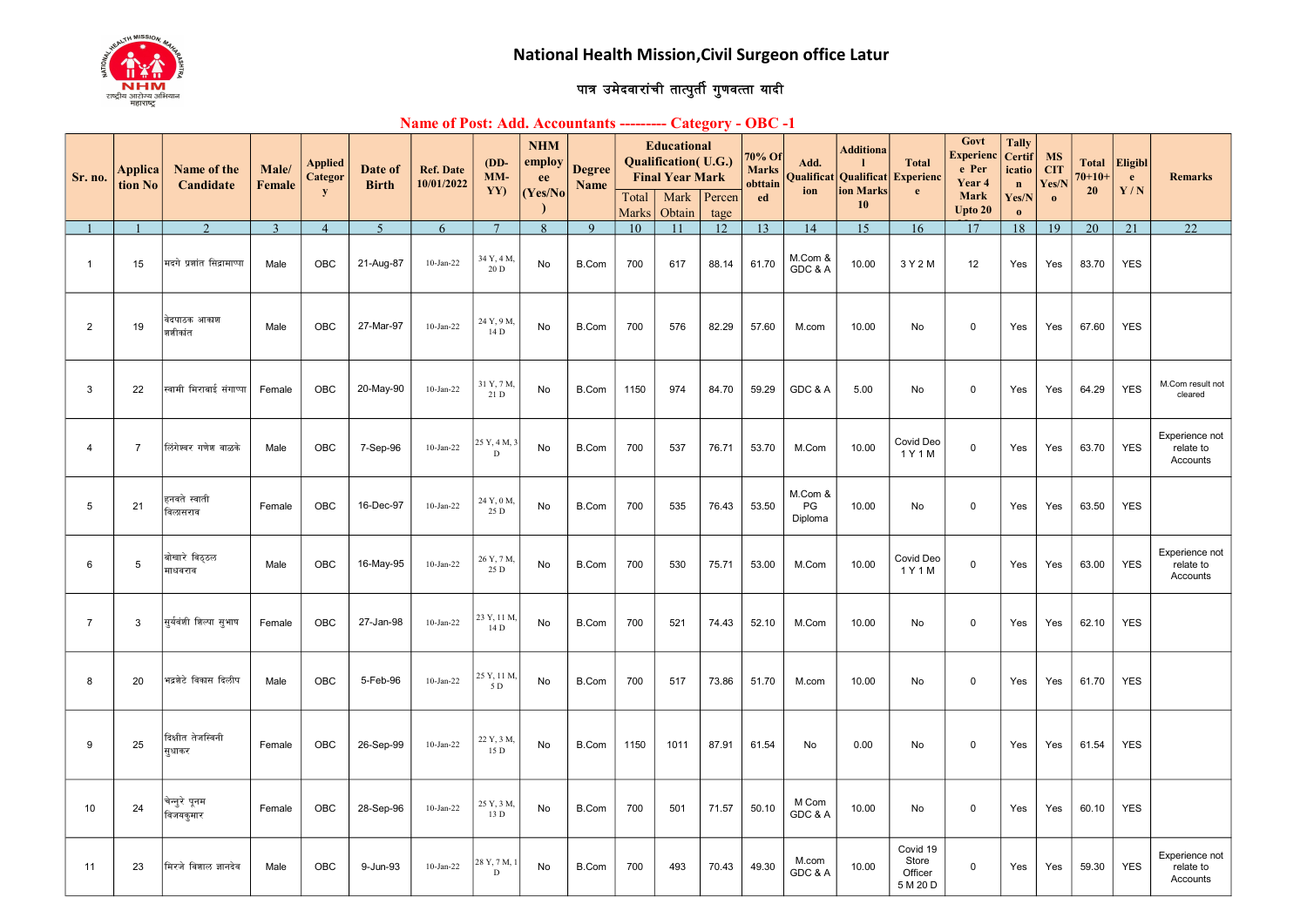# National Health Mission,Civil Surgeon office Latur

## पात्र उमेदवारांची तात्पुर्ती गुणवत्ता यादी

### Name of Post: Add. Accountants --------- Category - OBC -1

| Sr. no. | Application No | Name of the Candidate | Male/ Female | Applied Category | Date of Birth | Ref. Date 10/01/2022 | (DD-MM-YY) | NHM employee (Yes/No) | Degree Name | Educational Qualification( U.G.) Final Year Mark | | | 70% Of Marks obttained | Add. Qualification | Additional Qualification Marks 10 | Total Experience | Govt Experience Per Year 4 Mark Upto 20 | Tally Certification Yes/No | MS CIT Yes/No | Total 70+10+20 | Eligible Y / N | Remarks |
|---|---|---|---|---|---|---|---|---|---|---|---|---|---|---|---|---|---|---|---|---|---|---|
| | | | | | | | | | | Total Marks | Mark Obtain | Percentage | | | | | | | | | | |
| 1 | 1 | 2 | 3 | 4 | 5 | 6 | 7 | 8 | 9 | 10 | 11 | 12 | 13 | 14 | 15 | 16 | 17 | 18 | 19 | 20 | 21 | 22 |
| 1 | 15 | मदगे प्रशांत सिद्रामाप्पा | Male | OBC | 21-Aug-87 | 10-Jan-22 | 34 Y, 4 M, 20 D | No | B.Com | 700 | 617 | 88.14 | 61.70 | M.Com & GDC & A | 10.00 | 3 Y 2 M | 12 | Yes | Yes | 83.70 | YES | |
| 2 | 19 | वेदपाठक आकाश शशीकांत | Male | OBC | 27-Mar-97 | 10-Jan-22 | 24 Y, 9 M, 14 D | No | B.Com | 700 | 576 | 82.29 | 57.60 | M.com | 10.00 | No | 0 | Yes | Yes | 67.60 | YES | |
| 3 | 22 | स्वामी मिराबाई संगाप्पा | Female | OBC | 20-May-90 | 10-Jan-22 | 31 Y, 7 M, 21 D | No | B.Com | 1150 | 974 | 84.70 | 59.29 | GDC & A | 5.00 | No | 0 | Yes | Yes | 64.29 | YES | M.Com result not cleared |
| 4 | 7 | लिंगेश्वर गणेश वाळके | Male | OBC | 7-Sep-96 | 10-Jan-22 | 25 Y, 4 M, 3 D | No | B.Com | 700 | 537 | 76.71 | 53.70 | M.Com | 10.00 | Covid Deo 1 Y 1 M | 0 | Yes | Yes | 63.70 | YES | Experience not relate to Accounts |
| 5 | 21 | हनवते स्वाती विलासराव | Female | OBC | 16-Dec-97 | 10-Jan-22 | 24 Y, 0 M, 25 D | No | B.Com | 700 | 535 | 76.43 | 53.50 | M.Com & PG Diploma | 10.00 | No | 0 | Yes | Yes | 63.50 | YES | |
| 6 | 5 | बोखारे विठ्ठल माधवराव | Male | OBC | 16-May-95 | 10-Jan-22 | 26 Y, 7 M, 25 D | No | B.Com | 700 | 530 | 75.71 | 53.00 | M.Com | 10.00 | Covid Deo 1 Y 1 M | 0 | Yes | Yes | 63.00 | YES | Experience not relate to Accounts |
| 7 | 3 | सुर्यवंशी शिल्पा सुभाष | Female | OBC | 27-Jan-98 | 10-Jan-22 | 23 Y, 11 M, 14 D | No | B.Com | 700 | 521 | 74.43 | 52.10 | M.Com | 10.00 | No | 0 | Yes | Yes | 62.10 | YES | |
| 8 | 20 | भद्रशेटे विकास दिलीप | Male | OBC | 5-Feb-96 | 10-Jan-22 | 25 Y, 11 M, 5 D | No | B.Com | 700 | 517 | 73.86 | 51.70 | M.com | 10.00 | No | 0 | Yes | Yes | 61.70 | YES | |
| 9 | 25 | दिक्षीत तेजस्विनी सुधाकर | Female | OBC | 26-Sep-99 | 10-Jan-22 | 22 Y, 3 M, 15 D | No | B.Com | 1150 | 1011 | 87.91 | 61.54 | No | 0.00 | No | 0 | Yes | Yes | 61.54 | YES | |
| 10 | 24 | चेन्नुरे पूनम विजयकुमार | Female | OBC | 28-Sep-96 | 10-Jan-22 | 25 Y, 3 M, 13 D | No | B.Com | 700 | 501 | 71.57 | 50.10 | M Com GDC & A | 10.00 | No | 0 | Yes | Yes | 60.10 | YES | |
| 11 | 23 | मिरजे विशाल ज्ञानदेव | Male | OBC | 9-Jun-93 | 10-Jan-22 | 28 Y, 7 M, 1 D | No | B.Com | 700 | 493 | 70.43 | 49.30 | M.com GDC & A | 10.00 | Covid 19 Store Officer 5 M 20 D | 0 | Yes | Yes | 59.30 | YES | Experience not relate to Accounts |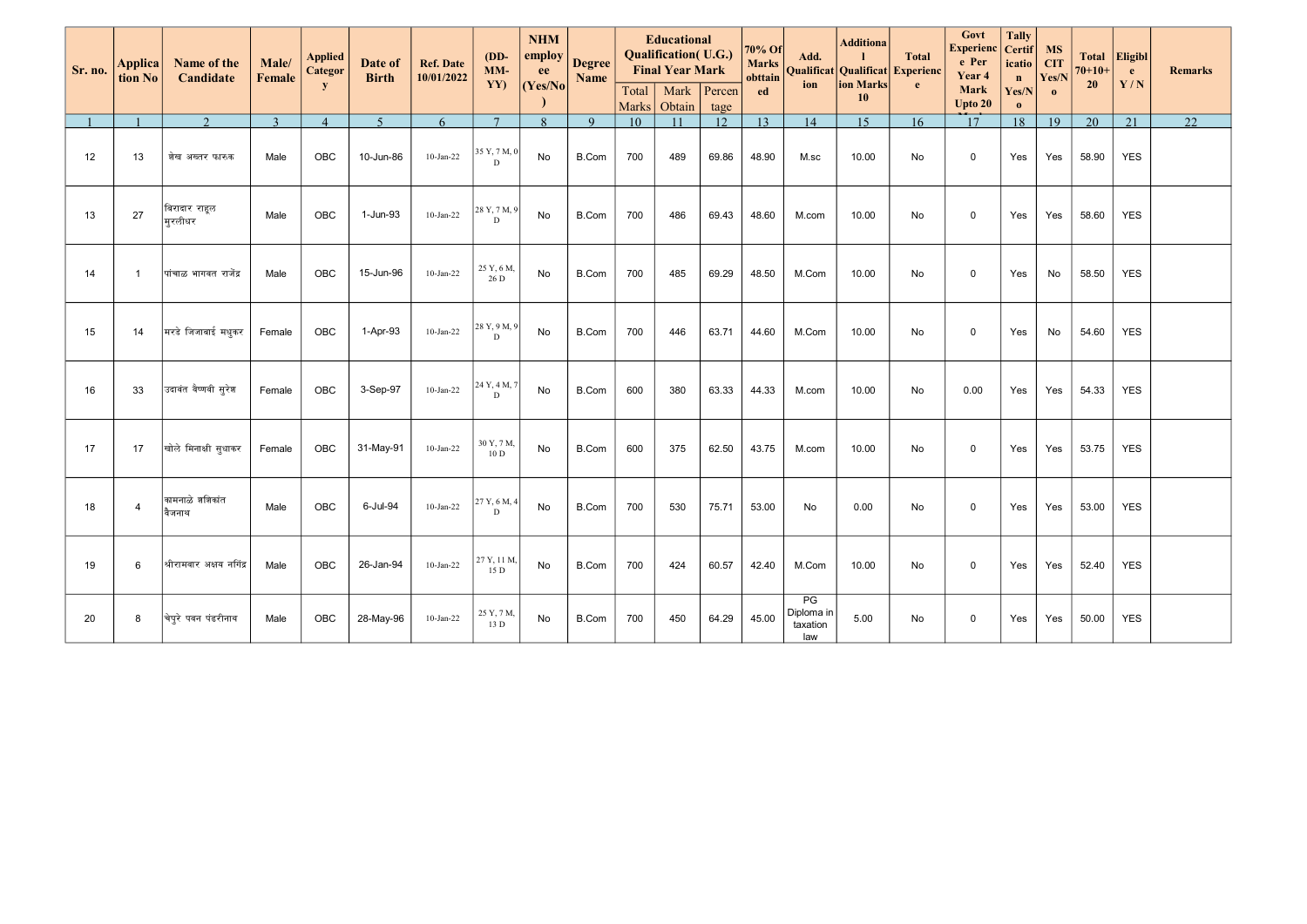| Sr. no. | Application No | Name of the Candidate | Male/ Female | Applied Category | Date of Birth | Ref. Date 10/01/2022 | (DD-MM-YY) | NHM employee (Yes/No) | Degree Name | Educational Qualification( U.G.) Final Year Mark | | | 70% Of Marks obtained | Add. Qualification | Additional Qualification Marks 10 | Total Experience | Govt Experience Per Year 4 Mark Upto 20 Mark | Tally Certification Yes/No | MS CIT Yes/No | Total 70+10+20 | Eligible Y / N | Remarks |
|---|---|---|---|---|---|---|---|---|---|---|---|---|---|---|---|---|---|---|---|---|---|---|
| | | | | | | | | | | Total Marks | Mark Obtain | Percentage | | | | | | | | | | |
| 1 | 1 | 2 | 3 | 4 | 5 | 6 | 7 | 8 | 9 | 10 | 11 | 12 | 13 | 14 | 15 | 16 | 17 | 18 | 19 | 20 | 21 | 22 |
| 12 | 13 | शेख अख्तर फारुक | Male | OBC | 10-Jun-86 | 10-Jan-22 | 35 Y, 7 M, 0 D | No | B.Com | 700 | 489 | 69.86 | 48.90 | M.sc | 10.00 | No | 0 | Yes | Yes | 58.90 | YES | |
| 13 | 27 | बिरादार राहूल मुरलीधर | Male | OBC | 1-Jun-93 | 10-Jan-22 | 28 Y, 7 M, 9 D | No | B.Com | 700 | 486 | 69.43 | 48.60 | M.com | 10.00 | No | 0 | Yes | Yes | 58.60 | YES | |
| 14 | 1 | पांचाळ भागवत राजेंद्र | Male | OBC | 15-Jun-96 | 10-Jan-22 | 25 Y, 6 M, 26 D | No | B.Com | 700 | 485 | 69.29 | 48.50 | M.Com | 10.00 | No | 0 | Yes | No | 58.50 | YES | |
| 15 | 14 | मरडे जिजाबाई मधुकर | Female | OBC | 1-Apr-93 | 10-Jan-22 | 28 Y, 9 M, 9 D | No | B.Com | 700 | 446 | 63.71 | 44.60 | M.Com | 10.00 | No | 0 | Yes | No | 54.60 | YES | |
| 16 | 33 | उदावंत वैष्णवी सुरेश | Female | OBC | 3-Sep-97 | 10-Jan-22 | 24 Y, 4 M, 7 D | No | B.Com | 600 | 380 | 63.33 | 44.33 | M.com | 10.00 | No | 0.00 | Yes | Yes | 54.33 | YES | |
| 17 | 17 | खोले मिनाक्षी सुधाकर | Female | OBC | 31-May-91 | 10-Jan-22 | 30 Y, 7 M, 10 D | No | B.Com | 600 | 375 | 62.50 | 43.75 | M.com | 10.00 | No | 0 | Yes | Yes | 53.75 | YES | |
| 18 | 4 | कामनाळे शशिकांत वैजनाथ | Male | OBC | 6-Jul-94 | 10-Jan-22 | 27 Y, 6 M, 4 D | No | B.Com | 700 | 530 | 75.71 | 53.00 | No | 0.00 | No | 0 | Yes | Yes | 53.00 | YES | |
| 19 | 6 | श्रीरामवार अक्षय नर्सिंह | Male | OBC | 26-Jan-94 | 10-Jan-22 | 27 Y, 11 M, 15 D | No | B.Com | 700 | 424 | 60.57 | 42.40 | M.Com | 10.00 | No | 0 | Yes | Yes | 52.40 | YES | |
| 20 | 8 | चेपुरे पवन पंढरीनाथ | Male | OBC | 28-May-96 | 10-Jan-22 | 25 Y, 7 M, 13 D | No | B.Com | 700 | 450 | 64.29 | 45.00 | PG Diploma in taxation law | 5.00 | No | 0 | Yes | Yes | 50.00 | YES | |